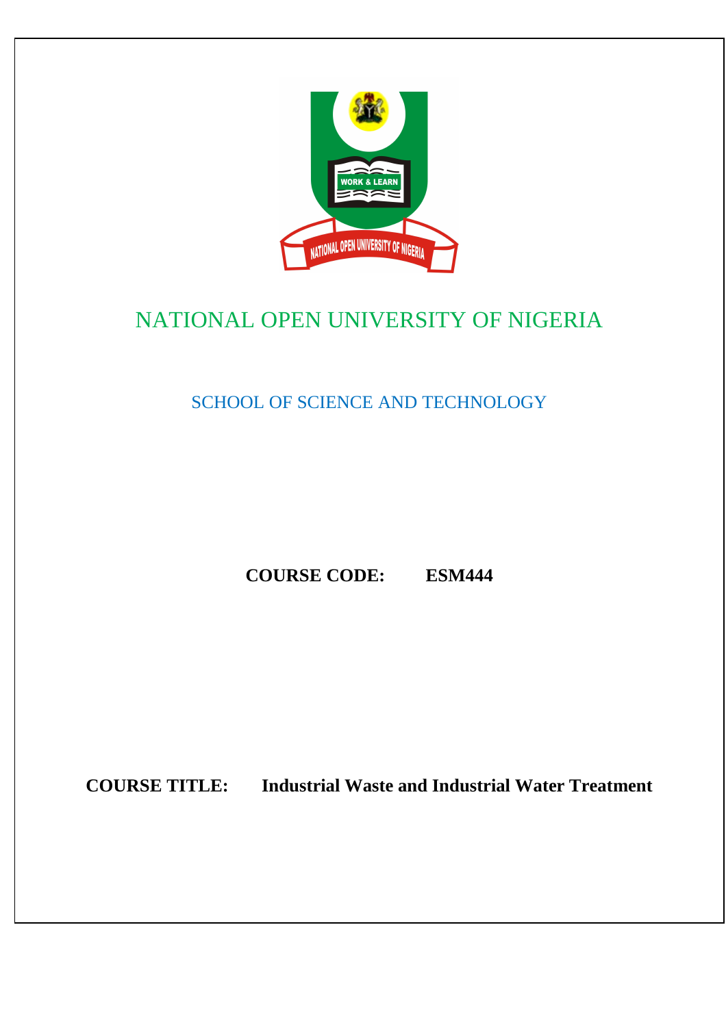# NATIONAL OPEN UNIVERSITY OF NIGERIA

## SCHOOL OF SCIENCE AND TECHNOLOGY

**COURSE CODE: ESM444**

**COURSE TITLE: Industrial Waste and Industrial Water Treatment**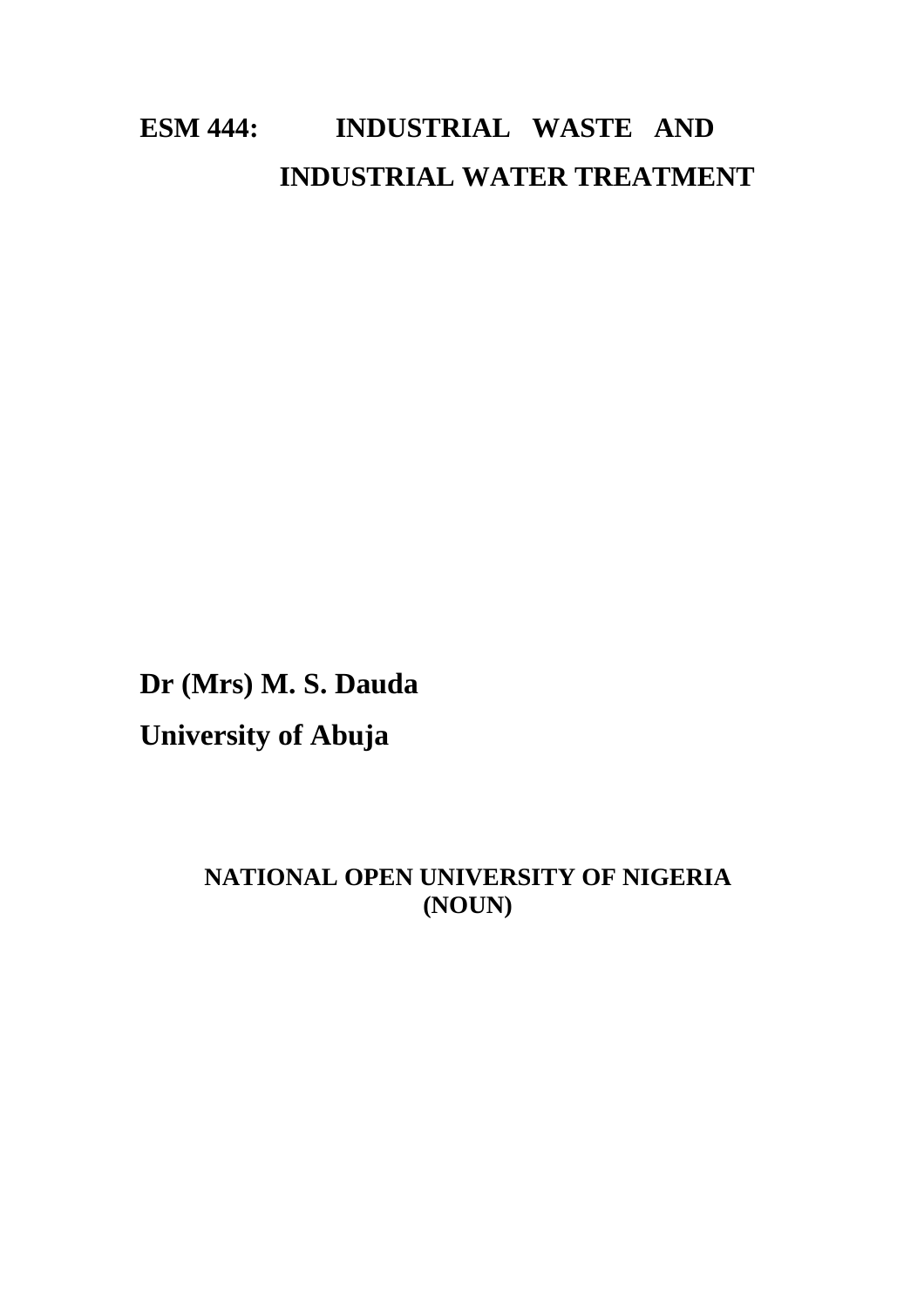# ESM 444: INDUSTRIAL WASTE AND INDUSTRIAL WATER TREATMENT

**Dr (Mrs) M. S. Dauda**

**University of Abuja**

**NATIONAL OPEN UNIVERSITY OF NIGERIA (NOUN)**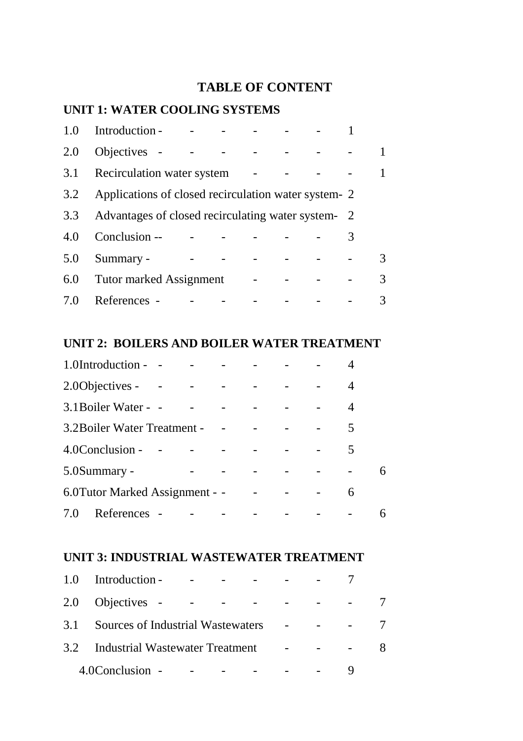# TABLE OF CONTENT

## UNIT 1: WATER COOLING SYSTEMS

1.0 Introduction - - - - - - - 1

2.0 Objectives - - - - - - - - 1

3.1 Recirculation water system - - - - 1

3.2 Applications of closed recirculation water system- 2

3.3 Advantages of closed recirculating water system- 2

4.0 Conclusion -- - - - - - - 3

5.0 Summary - - - - - - - 3

6.0 Tutor marked Assignment - - - - 3

7.0 References - - - - - - - 3

## UNIT 2: BOILERS AND BOILER WATER TREATMENT

1.0Introduction - - - - - - - - 4

2.0Objectives - - - - - - - - 4

3.1Boiler Water - - - - - - - 4

3.2Boiler Water Treatment - - - - - 5

4.0Conclusion - - - - - - - 5

5.0Summary - - - - - - - 6

6.0Tutor Marked Assignment - - - - - 6

7.0 References - - - - - - - 6

## UNIT 3: INDUSTRIAL WASTEWATER TREATMENT

1.0 Introduction - - - - - - - 7

2.0 Objectives - - - - - - - - 7

3.1 Sources of Industrial Wastewaters - - - 7

3.2 Industrial Wastewater Treatment - - - 8

4.0Conclusion - - - - - - - 9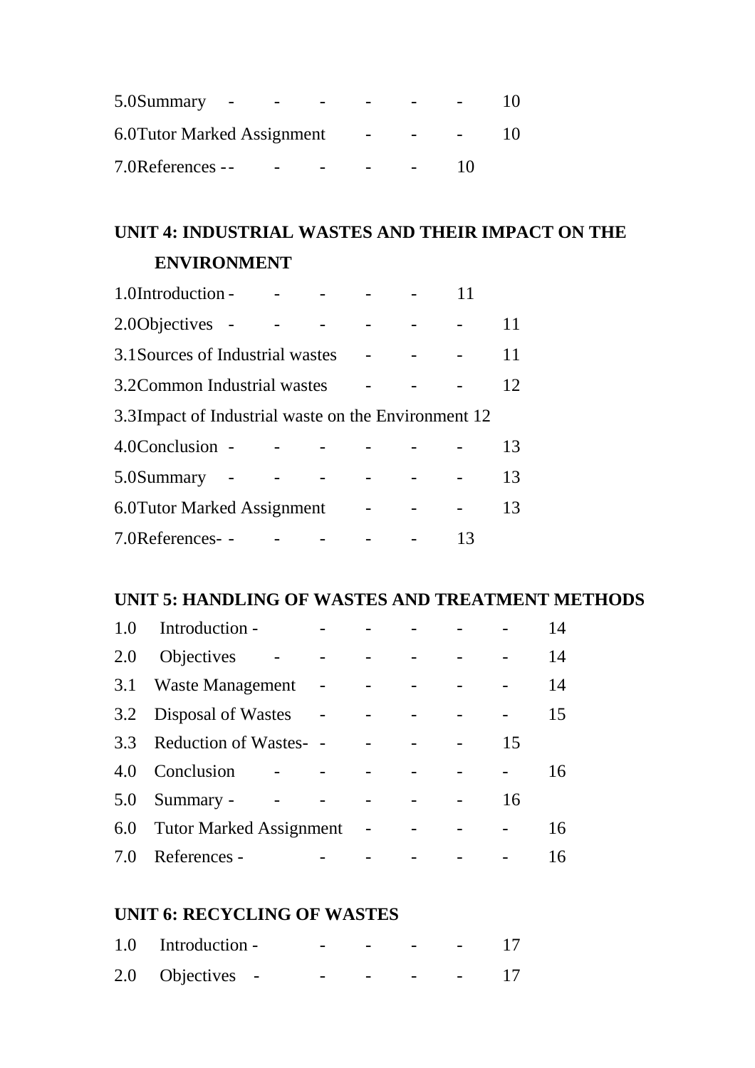5.0Summary - - - - - - 10

6.0Tutor Marked Assignment - - - 10

7.0References -- - - - - 10

**UNIT 4: INDUSTRIAL WASTES AND THEIR IMPACT ON THE ENVIRONMENT**

1.0Introduction - - - - - 11

2.0Objectives - - - - - - 11

3.1Sources of Industrial wastes - - - 11

3.2Common Industrial wastes - - - 12

3.3Impact of Industrial waste on the Environment 12

4.0Conclusion - - - - - - 13

5.0Summary - - - - - - 13

6.0Tutor Marked Assignment - - - 13

7.0References- - - - - - 13

**UNIT 5: HANDLING OF WASTES AND TREATMENT METHODS**

1.0 Introduction - - - - - - 14

2.0 Objectives - - - - - - - 14

3.1 Waste Management - - - - - 14

3.2 Disposal of Wastes - - - - - 15

3.3 Reduction of Wastes- - - - - 15

4.0 Conclusion - - - - - - 16

5.0 Summary - - - - - - 16

6.0 Tutor Marked Assignment - - - - 16

7.0 References - - - - - - 16

**UNIT 6: RECYCLING OF WASTES**

1.0 Introduction - - - - - 17

2.0 Objectives - - - - - 17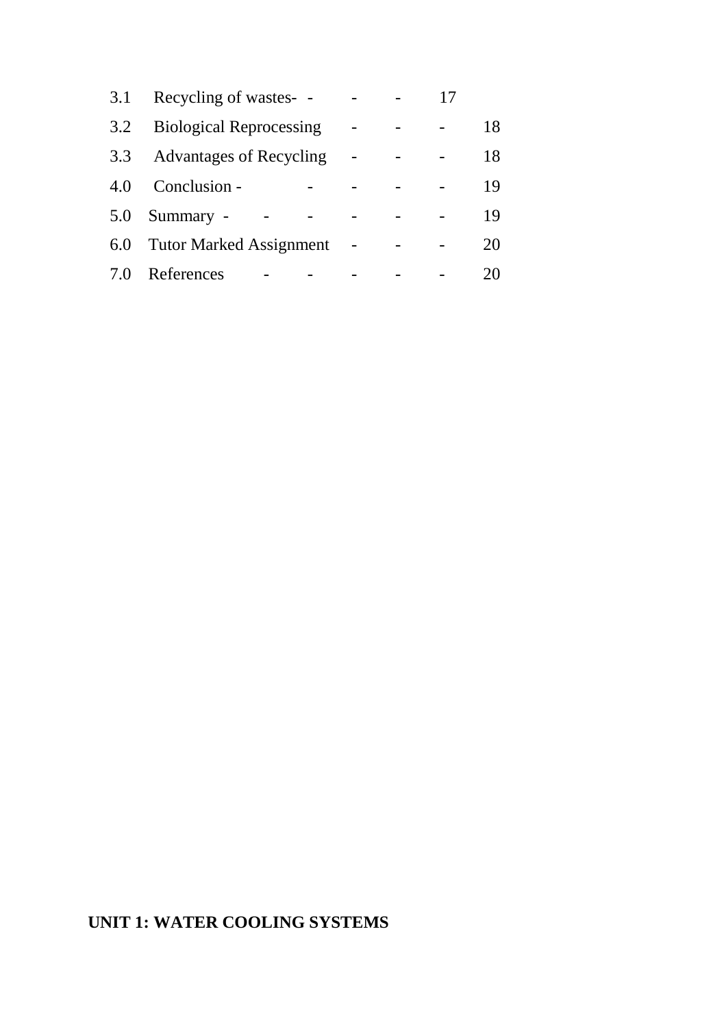3.1 Recycling of wastes- - - - 17

3.2 Biological Reprocessing - - - 18

3.3 Advantages of Recycling - - - 18

4.0 Conclusion - - - - - 19

5.0 Summary - - - - - - 19

6.0 Tutor Marked Assignment - - - 20

7.0 References - - - - - 20

**UNIT 1: WATER COOLING SYSTEMS**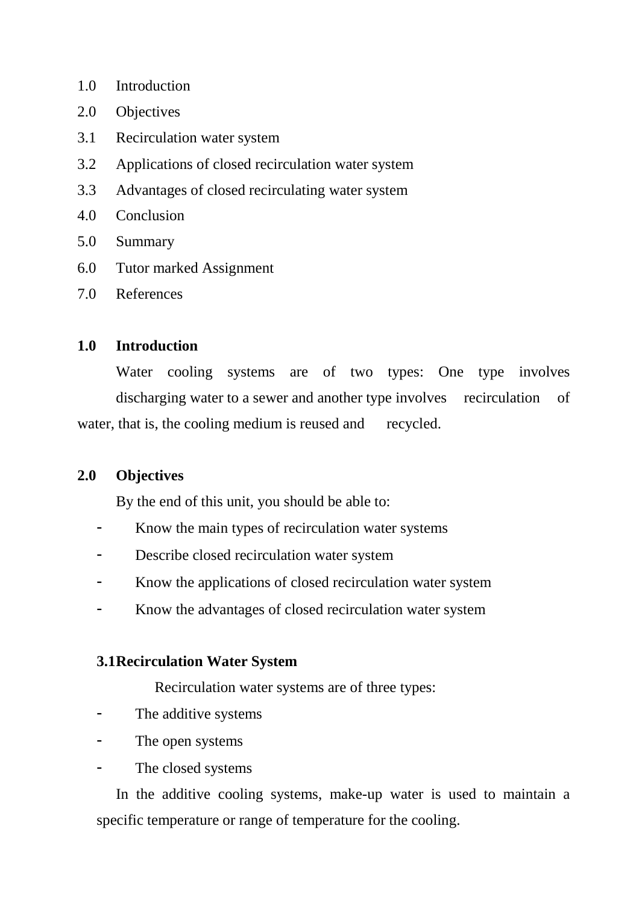1.0 Introduction
2.0 Objectives
3.1 Recirculation water system
3.2 Applications of closed recirculation water system
3.3 Advantages of closed recirculating water system
4.0 Conclusion
5.0 Summary
6.0 Tutor marked Assignment
7.0 References

## 1.0 Introduction

Water cooling systems are of two types: One type involves discharging water to a sewer and another type involves recirculation of water, that is, the cooling medium is reused and recycled.

## 2.0 Objectives

By the end of this unit, you should be able to:

- Know the main types of recirculation water systems
- Describe closed recirculation water system
- Know the applications of closed recirculation water system
- Know the advantages of closed recirculation water system

### 3.1 Recirculation Water System

Recirculation water systems are of three types:

- The additive systems
- The open systems
- The closed systems

In the additive cooling systems, make-up water is used to maintain a specific temperature or range of temperature for the cooling.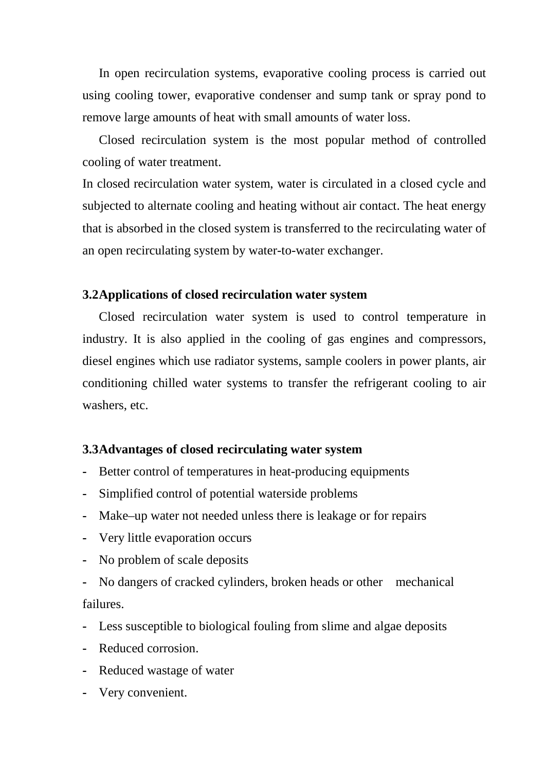In open recirculation systems, evaporative cooling process is carried out using cooling tower, evaporative condenser and sump tank or spray pond to remove large amounts of heat with small amounts of water loss.

Closed recirculation system is the most popular method of controlled cooling of water treatment.

In closed recirculation water system, water is circulated in a closed cycle and subjected to alternate cooling and heating without air contact. The heat energy that is absorbed in the closed system is transferred to the recirculating water of an open recirculating system by water-to-water exchanger.

### 3.2 Applications of closed recirculation water system

Closed recirculation water system is used to control temperature in industry. It is also applied in the cooling of gas engines and compressors, diesel engines which use radiator systems, sample coolers in power plants, air conditioning chilled water systems to transfer the refrigerant cooling to air washers, etc.

### 3.3 Advantages of closed recirculating water system

- Better control of temperatures in heat-producing equipments
- Simplified control of potential waterside problems
- Make–up water not needed unless there is leakage or for repairs
- Very little evaporation occurs
- No problem of scale deposits
- No dangers of cracked cylinders, broken heads or other mechanical failures.
- Less susceptible to biological fouling from slime and algae deposits
- Reduced corrosion.
- Reduced wastage of water
- Very convenient.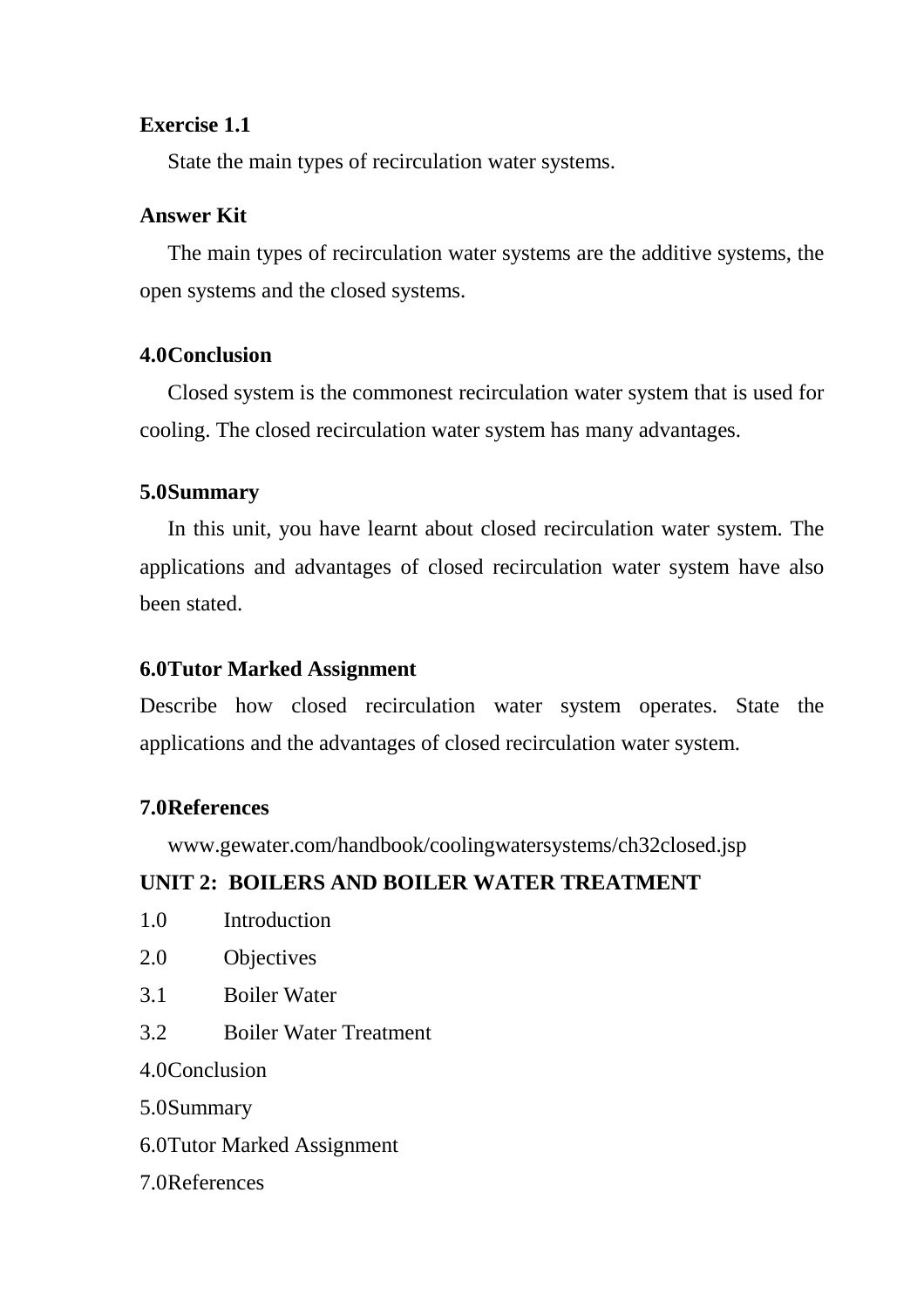**Exercise 1.1**

State the main types of recirculation water systems.

**Answer Kit**

The main types of recirculation water systems are the additive systems, the open systems and the closed systems.

## 4.0Conclusion

Closed system is the commonest recirculation water system that is used for cooling. The closed recirculation water system has many advantages.

## 5.0Summary

In this unit, you have learnt about closed recirculation water system. The applications and advantages of closed recirculation water system have also been stated.

## 6.0Tutor Marked Assignment

Describe how closed recirculation water system operates. State the applications and the advantages of closed recirculation water system.

## 7.0References

www.gewater.com/handbook/coolingwatersystems/ch32closed.jsp

# UNIT 2: BOILERS AND BOILER WATER TREATMENT

1.0 Introduction
2.0 Objectives
3.1 Boiler Water
3.2 Boiler Water Treatment
4.0Conclusion
5.0Summary
6.0Tutor Marked Assignment
7.0References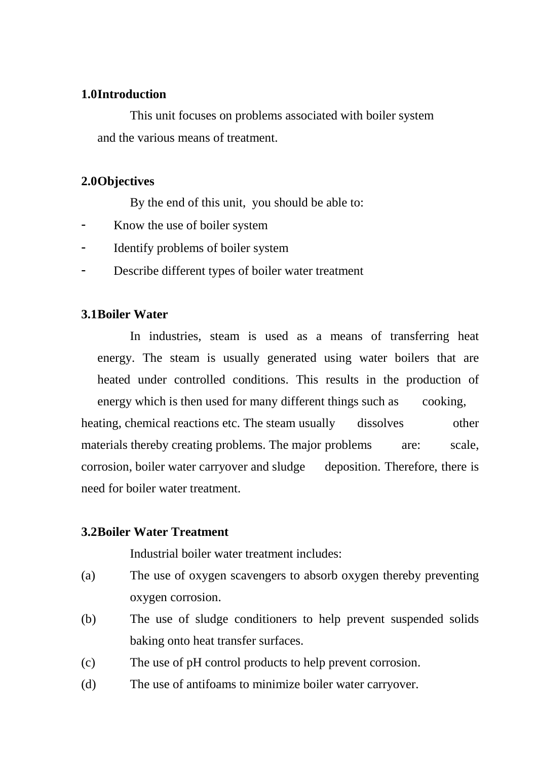## 1.0 Introduction

This unit focuses on problems associated with boiler system and the various means of treatment.

## 2.0 Objectives

By the end of this unit, you should be able to:

- Know the use of boiler system
- Identify problems of boiler system
- Describe different types of boiler water treatment

## 3.1 Boiler Water

In industries, steam is used as a means of transferring heat energy. The steam is usually generated using water boilers that are heated under controlled conditions. This results in the production of energy which is then used for many different things such as cooking, heating, chemical reactions etc. The steam usually dissolves other materials thereby creating problems. The major problems are: scale, corrosion, boiler water carryover and sludge deposition. Therefore, there is need for boiler water treatment.

## 3.2 Boiler Water Treatment

Industrial boiler water treatment includes:

(a) The use of oxygen scavengers to absorb oxygen thereby preventing oxygen corrosion.

(b) The use of sludge conditioners to help prevent suspended solids baking onto heat transfer surfaces.

(c) The use of pH control products to help prevent corrosion.

(d) The use of antifoams to minimize boiler water carryover.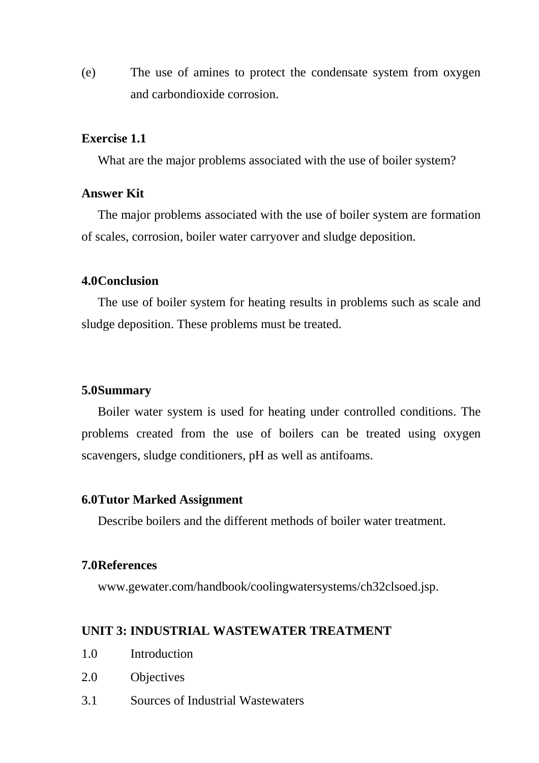(e) The use of amines to protect the condensate system from oxygen and carbondioxide corrosion.

**Exercise 1.1**

What are the major problems associated with the use of boiler system?

**Answer Kit**

The major problems associated with the use of boiler system are formation of scales, corrosion, boiler water carryover and sludge deposition.

**4.0Conclusion**

The use of boiler system for heating results in problems such as scale and sludge deposition. These problems must be treated.

**5.0Summary**

Boiler water system is used for heating under controlled conditions. The problems created from the use of boilers can be treated using oxygen scavengers, sludge conditioners, pH as well as antifoams.

**6.0Tutor Marked Assignment**

Describe boilers and the different methods of boiler water treatment.

**7.0References**

www.gewater.com/handbook/coolingwatersystems/ch32clsoed.jsp.

**UNIT 3: INDUSTRIAL WASTEWATER TREATMENT**

1.0 Introduction

2.0 Objectives

3.1 Sources of Industrial Wastewaters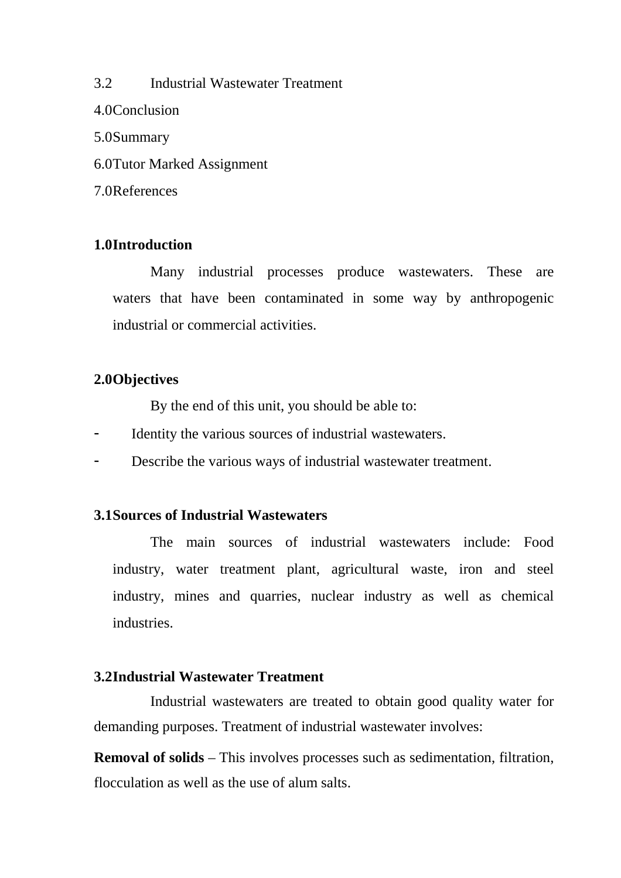3.2 Industrial Wastewater Treatment

4.0 Conclusion

5.0 Summary

6.0 Tutor Marked Assignment

7.0 References

## 1.0 Introduction

Many industrial processes produce wastewaters. These are waters that have been contaminated in some way by anthropogenic industrial or commercial activities.

## 2.0 Objectives

By the end of this unit, you should be able to:

- Identity the various sources of industrial wastewaters.
- Describe the various ways of industrial wastewater treatment.

## 3.1 Sources of Industrial Wastewaters

The main sources of industrial wastewaters include: Food industry, water treatment plant, agricultural waste, iron and steel industry, mines and quarries, nuclear industry as well as chemical industries.

## 3.2 Industrial Wastewater Treatment

Industrial wastewaters are treated to obtain good quality water for demanding purposes. Treatment of industrial wastewater involves:

**Removal of solids** – This involves processes such as sedimentation, filtration, flocculation as well as the use of alum salts.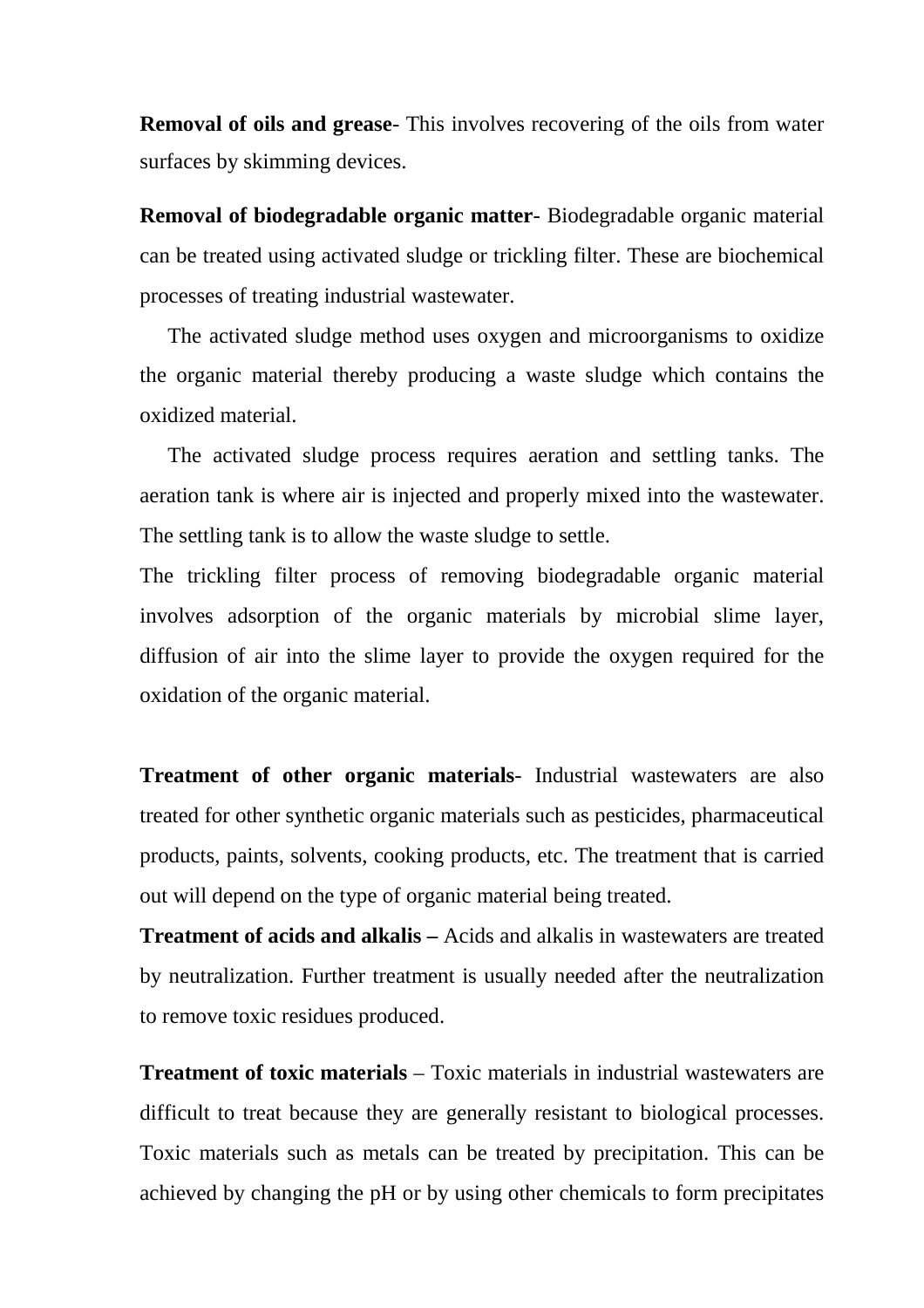**Removal of oils and grease**- This involves recovering of the oils from water surfaces by skimming devices.

**Removal of biodegradable organic matter**- Biodegradable organic material can be treated using activated sludge or trickling filter. These are biochemical processes of treating industrial wastewater.

The activated sludge method uses oxygen and microorganisms to oxidize the organic material thereby producing a waste sludge which contains the oxidized material.

The activated sludge process requires aeration and settling tanks. The aeration tank is where air is injected and properly mixed into the wastewater. The settling tank is to allow the waste sludge to settle.

The trickling filter process of removing biodegradable organic material involves adsorption of the organic materials by microbial slime layer, diffusion of air into the slime layer to provide the oxygen required for the oxidation of the organic material.

**Treatment of other organic materials**- Industrial wastewaters are also treated for other synthetic organic materials such as pesticides, pharmaceutical products, paints, solvents, cooking products, etc. The treatment that is carried out will depend on the type of organic material being treated.

**Treatment of acids and alkalis –** Acids and alkalis in wastewaters are treated by neutralization. Further treatment is usually needed after the neutralization to remove toxic residues produced.

**Treatment of toxic materials** – Toxic materials in industrial wastewaters are difficult to treat because they are generally resistant to biological processes. Toxic materials such as metals can be treated by precipitation. This can be achieved by changing the pH or by using other chemicals to form precipitates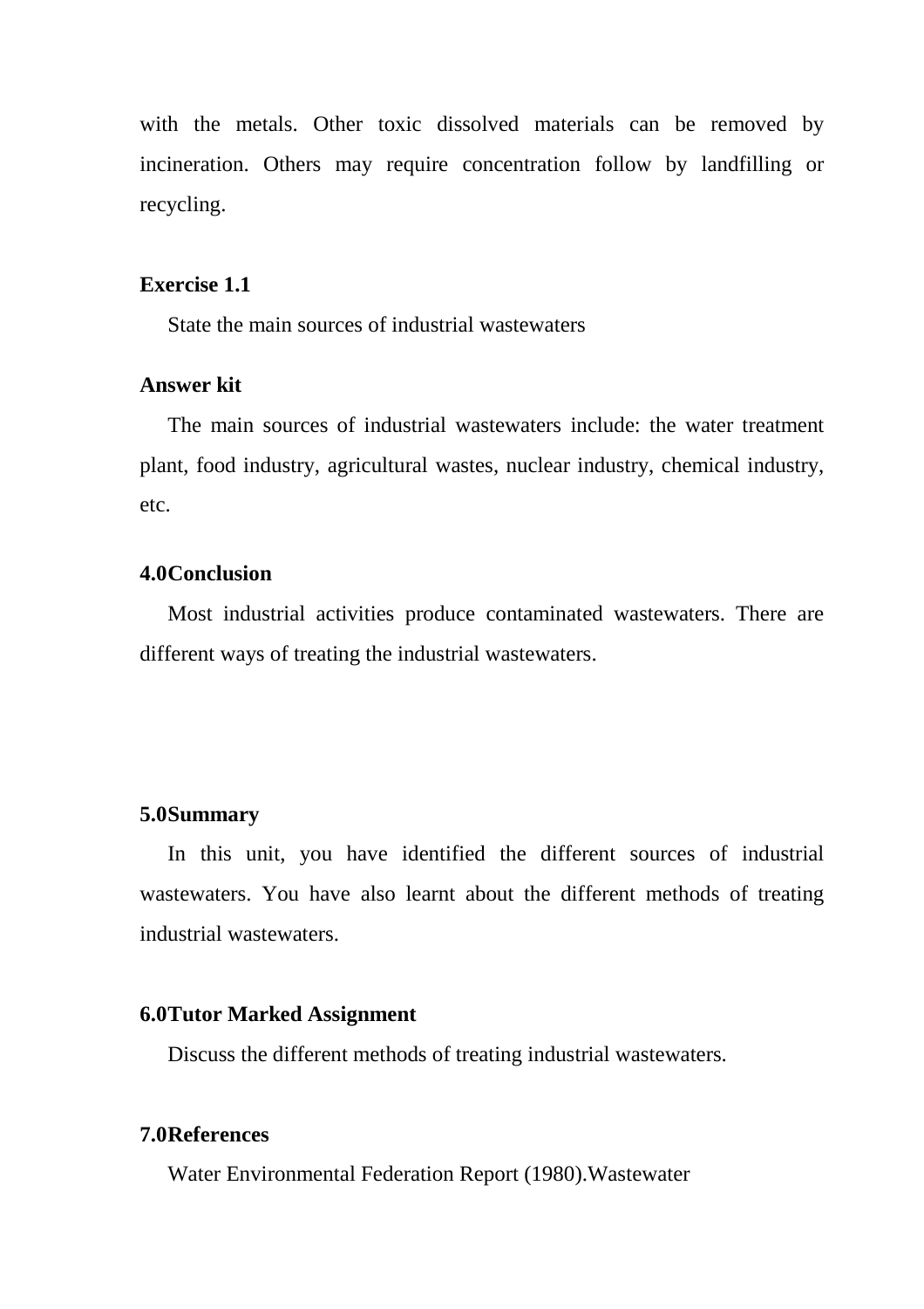with the metals. Other toxic dissolved materials can be removed by incineration. Others may require concentration follow by landfilling or recycling.

**Exercise 1.1**

State the main sources of industrial wastewaters

**Answer kit**

The main sources of industrial wastewaters include: the water treatment plant, food industry, agricultural wastes, nuclear industry, chemical industry, etc.

## 4.0Conclusion

Most industrial activities produce contaminated wastewaters. There are different ways of treating the industrial wastewaters.

## 5.0Summary

In this unit, you have identified the different sources of industrial wastewaters. You have also learnt about the different methods of treating industrial wastewaters.

## 6.0Tutor Marked Assignment

Discuss the different methods of treating industrial wastewaters.

## 7.0References

Water Environmental Federation Report (1980).Wastewater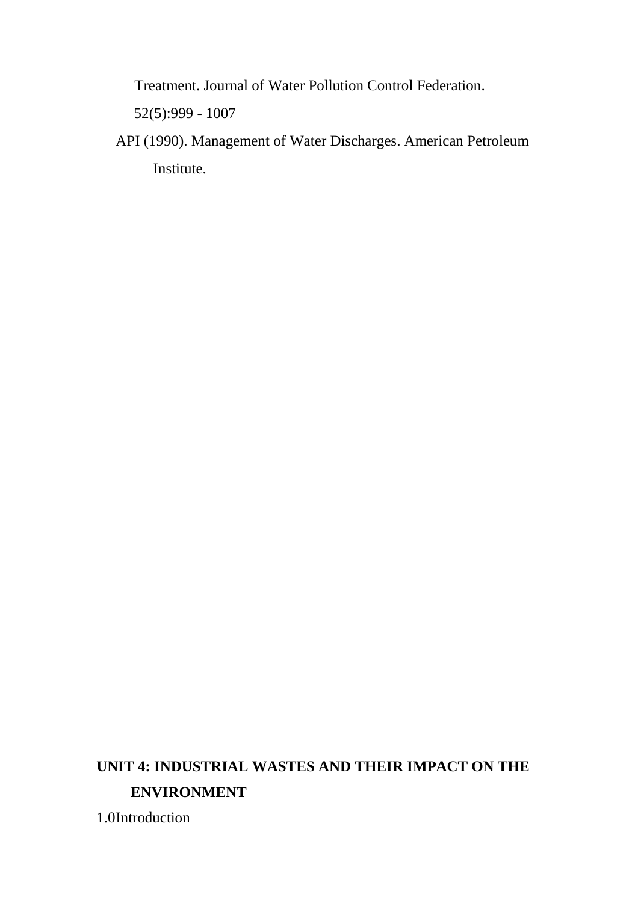Treatment. Journal of Water Pollution Control Federation. 52(5):999 - 1007

API (1990). Management of Water Discharges. American Petroleum Institute.

## UNIT 4: INDUSTRIAL WASTES AND THEIR IMPACT ON THE ENVIRONMENT

1.0Introduction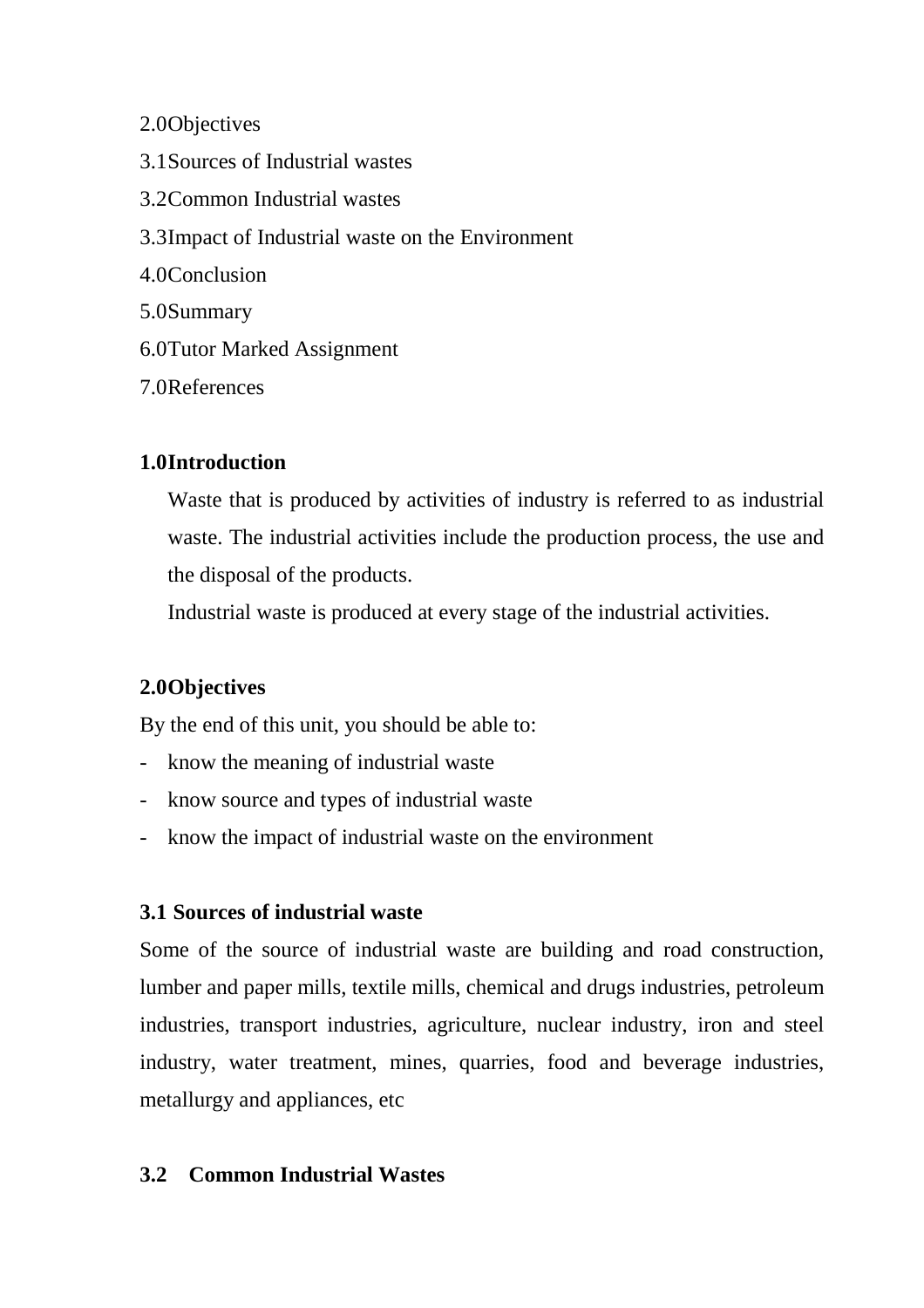2.0 Objectives

3.1 Sources of Industrial wastes

3.2 Common Industrial wastes

3.3 Impact of Industrial waste on the Environment

4.0 Conclusion

5.0 Summary

6.0 Tutor Marked Assignment

7.0 References

## 1.0 Introduction

Waste that is produced by activities of industry is referred to as industrial waste. The industrial activities include the production process, the use and the disposal of the products.

Industrial waste is produced at every stage of the industrial activities.

## 2.0 Objectives

By the end of this unit, you should be able to:

- know the meaning of industrial waste
- know source and types of industrial waste
- know the impact of industrial waste on the environment

## 3.1 Sources of industrial waste

Some of the source of industrial waste are building and road construction, lumber and paper mills, textile mills, chemical and drugs industries, petroleum industries, transport industries, agriculture, nuclear industry, iron and steel industry, water treatment, mines, quarries, food and beverage industries, metallurgy and appliances, etc

## 3.2 Common Industrial Wastes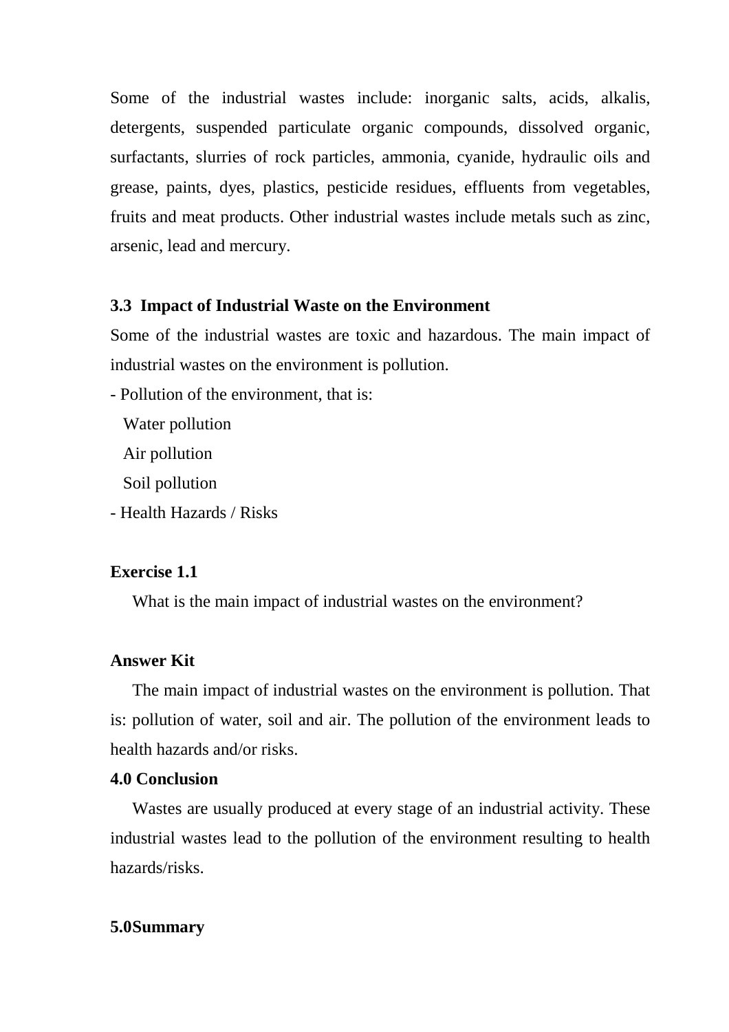Some of the industrial wastes include: inorganic salts, acids, alkalis, detergents, suspended particulate organic compounds, dissolved organic, surfactants, slurries of rock particles, ammonia, cyanide, hydraulic oils and grease, paints, dyes, plastics, pesticide residues, effluents from vegetables, fruits and meat products. Other industrial wastes include metals such as zinc, arsenic, lead and mercury.

### 3.3 Impact of Industrial Waste on the Environment

Some of the industrial wastes are toxic and hazardous. The main impact of industrial wastes on the environment is pollution.

- Pollution of the environment, that is:
  - Water pollution
  - Air pollution
  - Soil pollution
- Health Hazards / Risks

**Exercise 1.1**

What is the main impact of industrial wastes on the environment?

**Answer Kit**

The main impact of industrial wastes on the environment is pollution. That is: pollution of water, soil and air. The pollution of the environment leads to health hazards and/or risks.

## 4.0 Conclusion

Wastes are usually produced at every stage of an industrial activity. These industrial wastes lead to the pollution of the environment resulting to health hazards/risks.

## 5.0Summary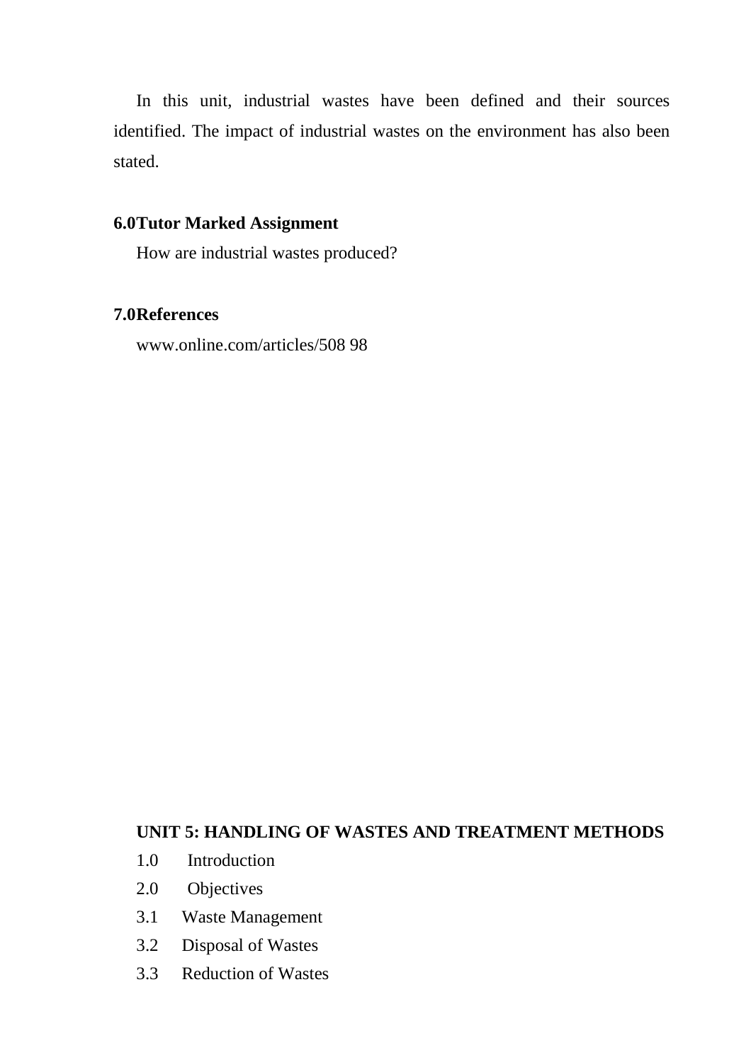In this unit, industrial wastes have been defined and their sources identified. The impact of industrial wastes on the environment has also been stated.

## 6.0 Tutor Marked Assignment

How are industrial wastes produced?

## 7.0 References

www.online.com/articles/508 98

# UNIT 5: HANDLING OF WASTES AND TREATMENT METHODS

1.0 Introduction
2.0 Objectives
3.1 Waste Management
3.2 Disposal of Wastes
3.3 Reduction of Wastes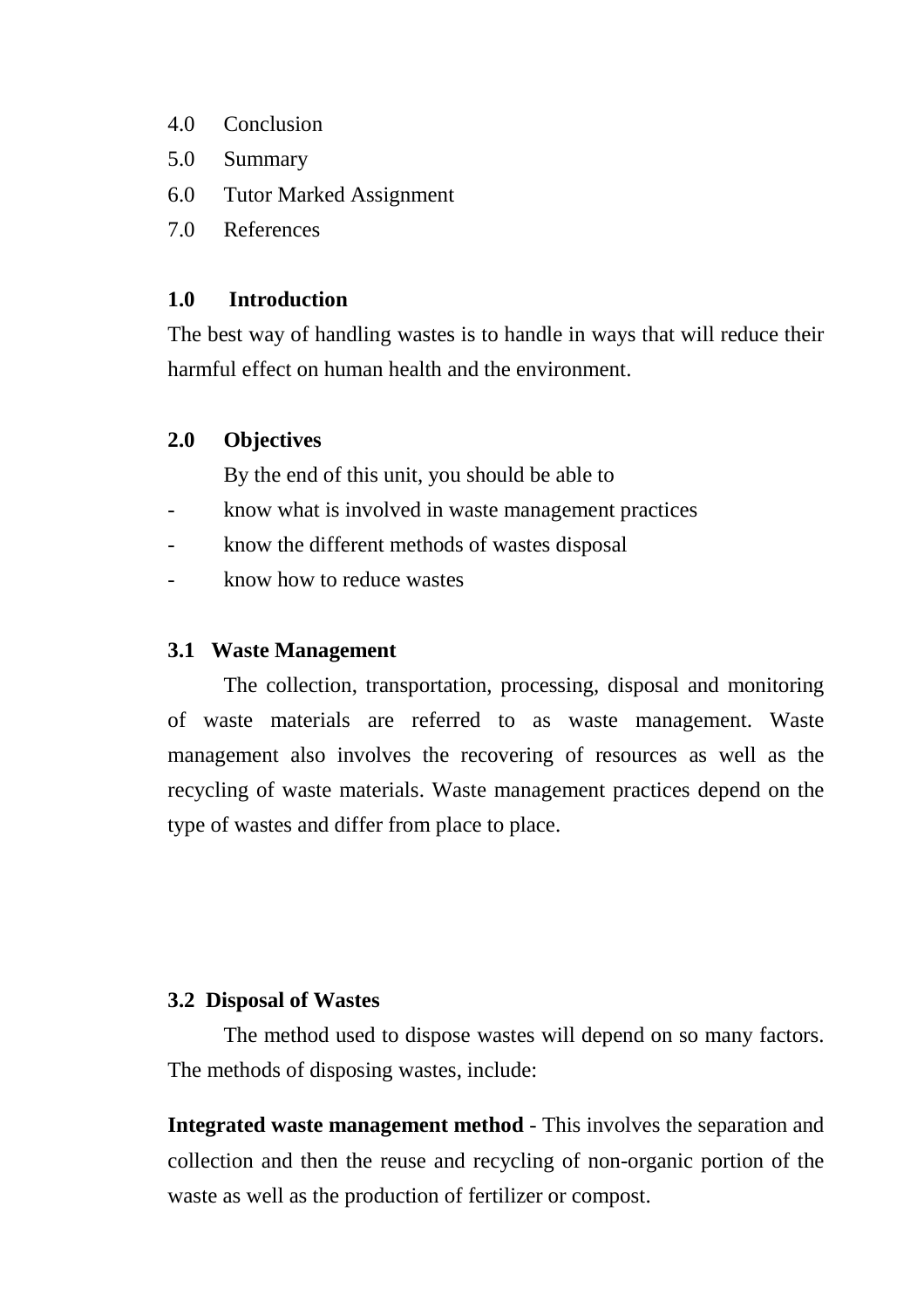4.0 Conclusion
5.0 Summary
6.0 Tutor Marked Assignment
7.0 References

## 1.0 Introduction

The best way of handling wastes is to handle in ways that will reduce their harmful effect on human health and the environment.

## 2.0 Objectives

By the end of this unit, you should be able to

- know what is involved in waste management practices
- know the different methods of wastes disposal
- know how to reduce wastes

### 3.1 Waste Management

The collection, transportation, processing, disposal and monitoring of waste materials are referred to as waste management. Waste management also involves the recovering of resources as well as the recycling of waste materials. Waste management practices depend on the type of wastes and differ from place to place.

### 3.2 Disposal of Wastes

The method used to dispose wastes will depend on so many factors. The methods of disposing wastes, include:

**Integrated waste management method** - This involves the separation and collection and then the reuse and recycling of non-organic portion of the waste as well as the production of fertilizer or compost.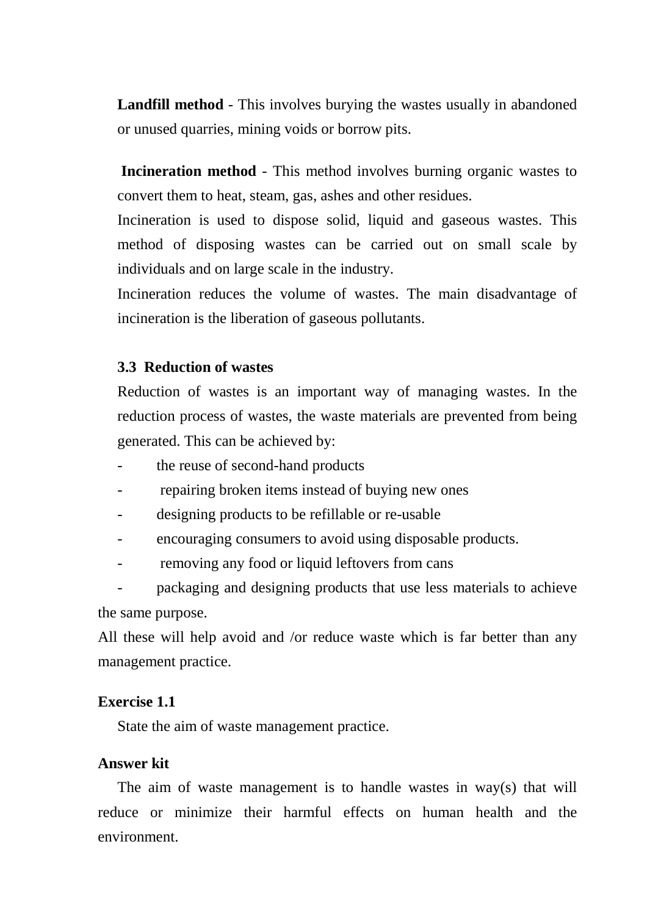**Landfill method** - This involves burying the wastes usually in abandoned or unused quarries, mining voids or borrow pits.

**Incineration method** - This method involves burning organic wastes to convert them to heat, steam, gas, ashes and other residues.

Incineration is used to dispose solid, liquid and gaseous wastes. This method of disposing wastes can be carried out on small scale by individuals and on large scale in the industry.

Incineration reduces the volume of wastes. The main disadvantage of incineration is the liberation of gaseous pollutants.

### 3.3 Reduction of wastes

Reduction of wastes is an important way of managing wastes. In the reduction process of wastes, the waste materials are prevented from being generated. This can be achieved by:

- the reuse of second-hand products
- repairing broken items instead of buying new ones
- designing products to be refillable or re-usable
- encouraging consumers to avoid using disposable products.
- removing any food or liquid leftovers from cans
- packaging and designing products that use less materials to achieve the same purpose.

All these will help avoid and /or reduce waste which is far better than any management practice.

**Exercise 1.1**

State the aim of waste management practice.

**Answer kit**

The aim of waste management is to handle wastes in way(s) that will reduce or minimize their harmful effects on human health and the environment.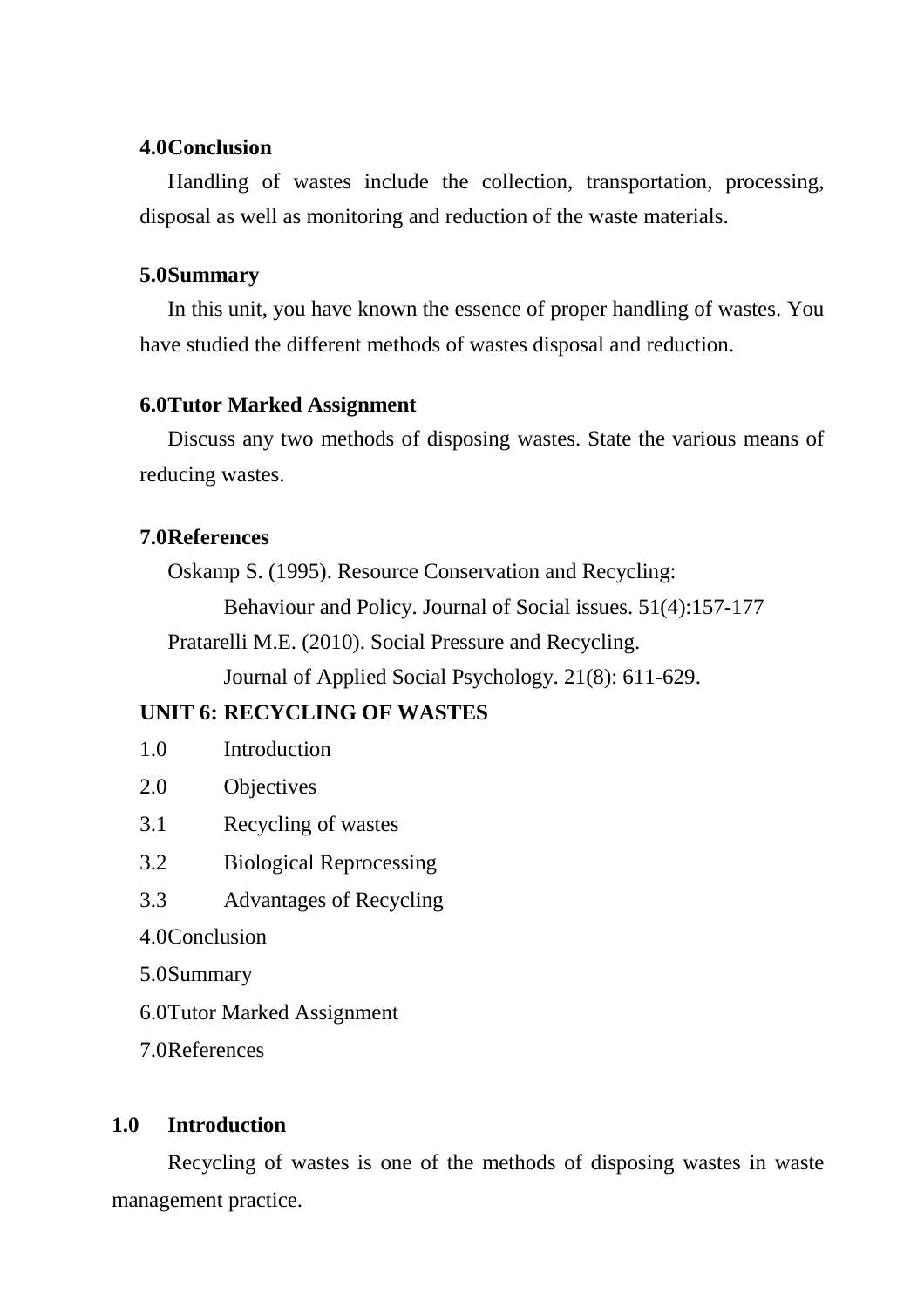### 4.0 Conclusion

Handling of wastes include the collection, transportation, processing, disposal as well as monitoring and reduction of the waste materials.

### 5.0 Summary

In this unit, you have known the essence of proper handling of wastes. You have studied the different methods of wastes disposal and reduction.

### 6.0 Tutor Marked Assignment

Discuss any two methods of disposing wastes. State the various means of reducing wastes.

### 7.0 References

Oskamp S. (1995). Resource Conservation and Recycling: Behaviour and Policy. Journal of Social issues. 51(4):157-177

Pratarelli M.E. (2010). Social Pressure and Recycling. Journal of Applied Social Psychology. 21(8): 611-629.

## UNIT 6: RECYCLING OF WASTES

1.0 Introduction
2.0 Objectives
3.1 Recycling of wastes
3.2 Biological Reprocessing
3.3 Advantages of Recycling
4.0 Conclusion
5.0 Summary
6.0 Tutor Marked Assignment
7.0 References

### 1.0 Introduction

Recycling of wastes is one of the methods of disposing wastes in waste management practice.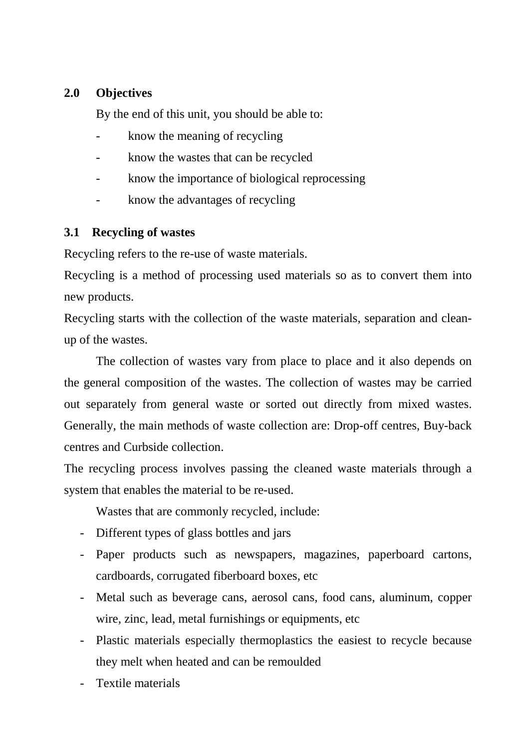## 2.0 Objectives

By the end of this unit, you should be able to:

- know the meaning of recycling
- know the wastes that can be recycled
- know the importance of biological reprocessing
- know the advantages of recycling

## 3.1 Recycling of wastes

Recycling refers to the re-use of waste materials.

Recycling is a method of processing used materials so as to convert them into new products.

Recycling starts with the collection of the waste materials, separation and clean-up of the wastes.

The collection of wastes vary from place to place and it also depends on the general composition of the wastes. The collection of wastes may be carried out separately from general waste or sorted out directly from mixed wastes. Generally, the main methods of waste collection are: Drop-off centres, Buy-back centres and Curbside collection.

The recycling process involves passing the cleaned waste materials through a system that enables the material to be re-used.

Wastes that are commonly recycled, include:

- Different types of glass bottles and jars
- Paper products such as newspapers, magazines, paperboard cartons, cardboards, corrugated fiberboard boxes, etc
- Metal such as beverage cans, aerosol cans, food cans, aluminum, copper wire, zinc, lead, metal furnishings or equipments, etc
- Plastic materials especially thermoplastics the easiest to recycle because they melt when heated and can be remoulded
- Textile materials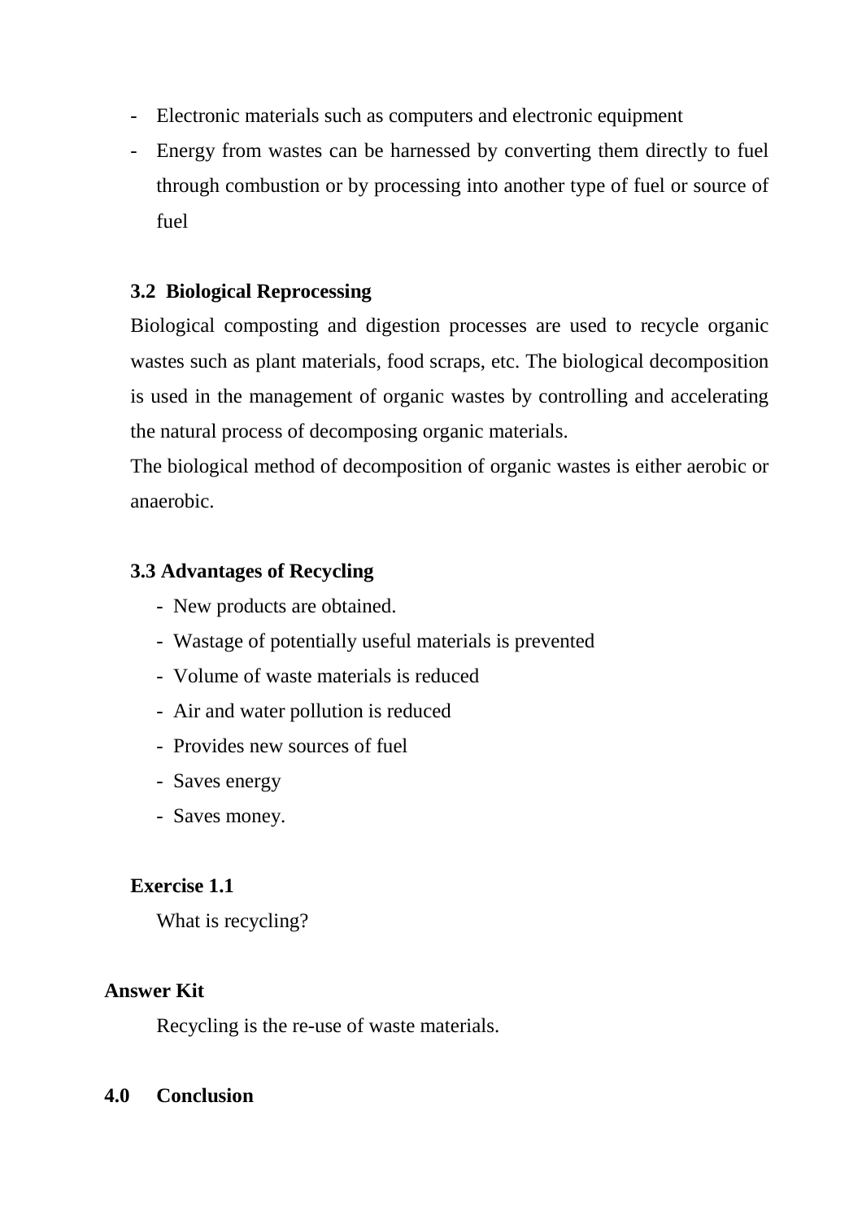- Electronic materials such as computers and electronic equipment
- Energy from wastes can be harnessed by converting them directly to fuel through combustion or by processing into another type of fuel or source of fuel

### 3.2 Biological Reprocessing

Biological composting and digestion processes are used to recycle organic wastes such as plant materials, food scraps, etc. The biological decomposition is used in the management of organic wastes by controlling and accelerating the natural process of decomposing organic materials.

The biological method of decomposition of organic wastes is either aerobic or anaerobic.

### 3.3 Advantages of Recycling

- New products are obtained.
- Wastage of potentially useful materials is prevented
- Volume of waste materials is reduced
- Air and water pollution is reduced
- Provides new sources of fuel
- Saves energy
- Saves money.

**Exercise 1.1**

What is recycling?

**Answer Kit**

Recycling is the re-use of waste materials.

## 4.0 Conclusion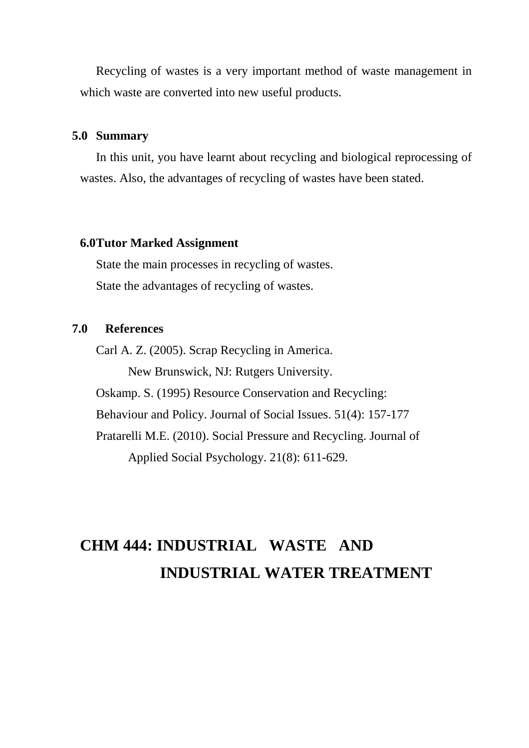Recycling of wastes is a very important method of waste management in which waste are converted into new useful products.

## 5.0 Summary

In this unit, you have learnt about recycling and biological reprocessing of wastes. Also, the advantages of recycling of wastes have been stated.

## 6.0 Tutor Marked Assignment

State the main processes in recycling of wastes.

State the advantages of recycling of wastes.

## 7.0 References

Carl A. Z. (2005). Scrap Recycling in America. New Brunswick, NJ: Rutgers University.

Oskamp. S. (1995) Resource Conservation and Recycling: Behaviour and Policy. Journal of Social Issues. 51(4): 157-177

Pratarelli M.E. (2010). Social Pressure and Recycling. Journal of Applied Social Psychology. 21(8): 611-629.

# CHM 444: INDUSTRIAL WASTE AND INDUSTRIAL WATER TREATMENT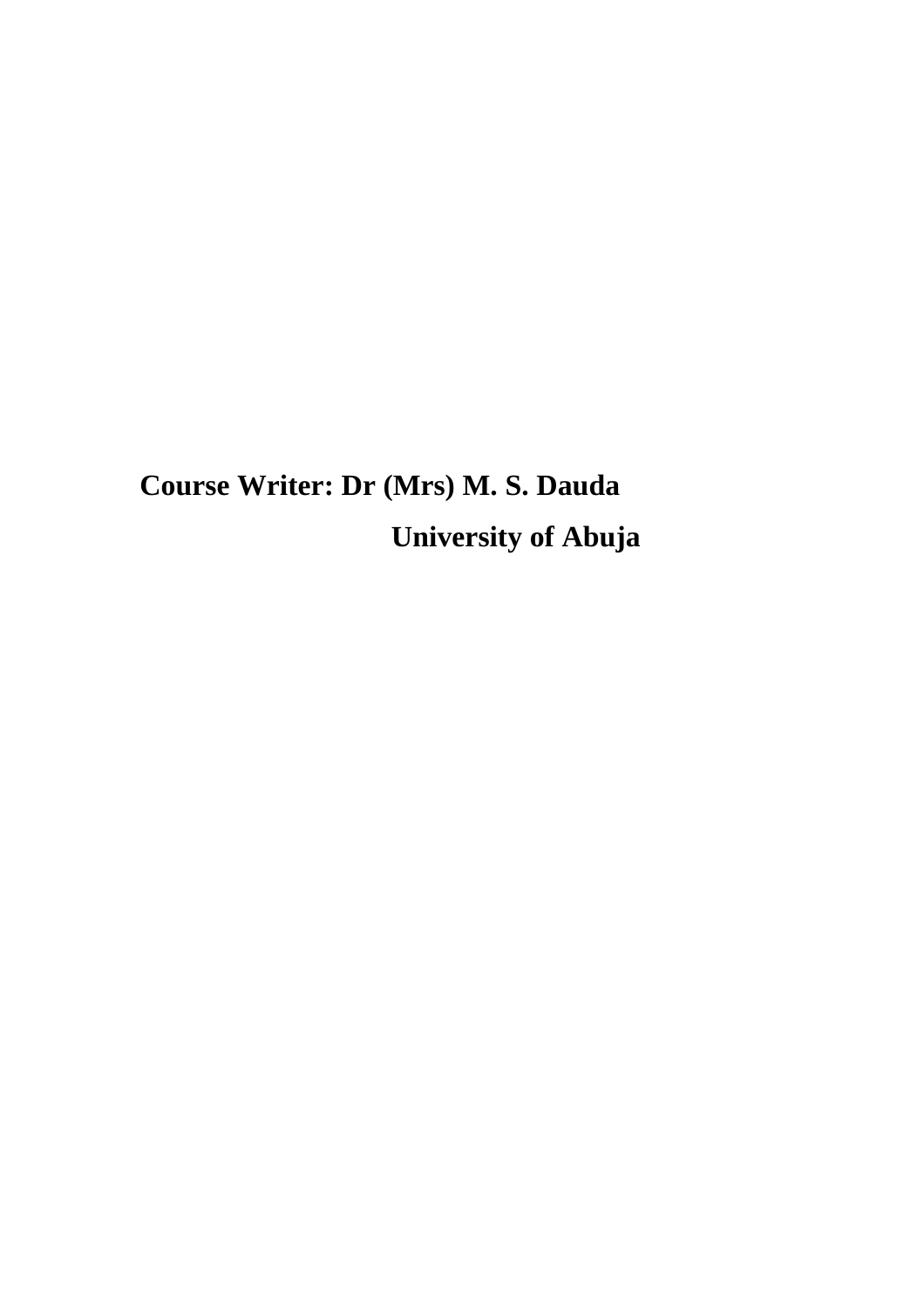**Course Writer: Dr (Mrs) M. S. Dauda**

**University of Abuja**